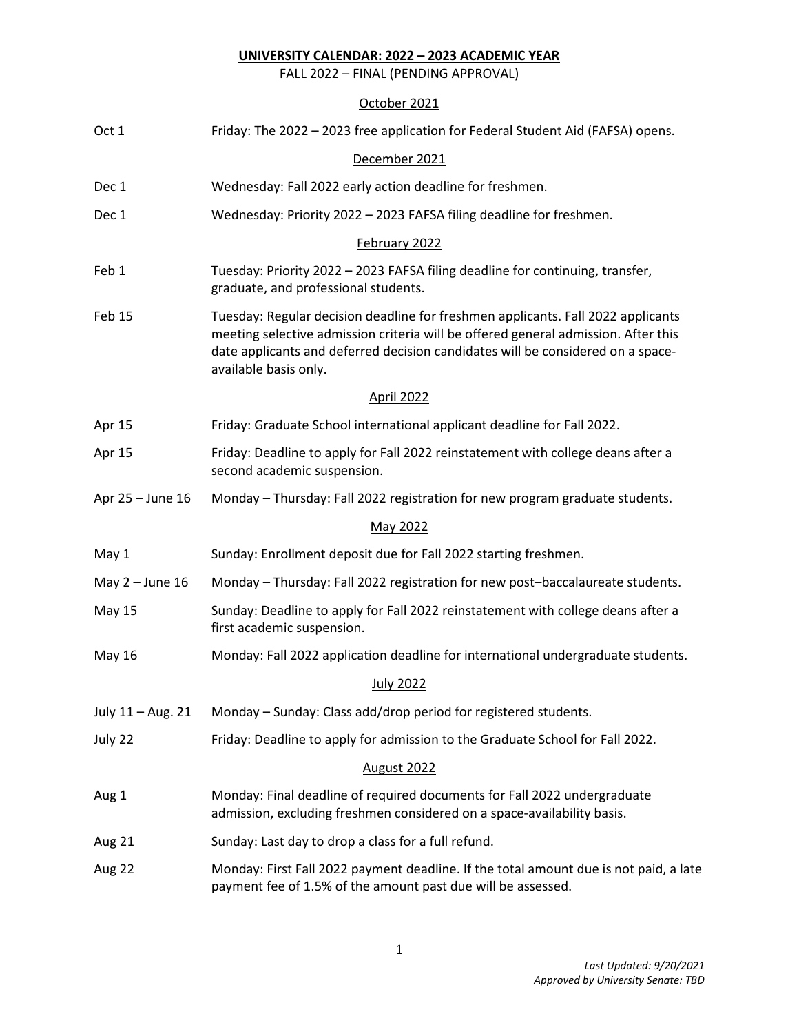# UNIVERSITY CALENDAR: 2022 – 2023 ACADEMIC YEAR

FALL 2022 – FINAL (PENDING APPROVAL)

## October 2021

| | |
|---|---|
| Oct 1 | Friday: The 2022 – 2023 free application for Federal Student Aid (FAFSA) opens. |

## December 2021

| | |
|---|---|
| Dec 1 | Wednesday: Fall 2022 early action deadline for freshmen. |
| Dec 1 | Wednesday: Priority 2022 – 2023 FAFSA filing deadline for freshmen. |

## February 2022

| | |
|---|---|
| Feb 1 | Tuesday: Priority 2022 – 2023 FAFSA filing deadline for continuing, transfer, graduate, and professional students. |
| Feb 15 | Tuesday: Regular decision deadline for freshmen applicants. Fall 2022 applicants meeting selective admission criteria will be offered general admission. After this date applicants and deferred decision candidates will be considered on a space-available basis only. |

## April 2022

| | |
|---|---|
| Apr 15 | Friday: Graduate School international applicant deadline for Fall 2022. |
| Apr 15 | Friday: Deadline to apply for Fall 2022 reinstatement with college deans after a second academic suspension. |
| Apr 25 – June 16 | Monday – Thursday: Fall 2022 registration for new program graduate students. |

## May 2022

| | |
|---|---|
| May 1 | Sunday: Enrollment deposit due for Fall 2022 starting freshmen. |
| May 2 – June 16 | Monday – Thursday: Fall 2022 registration for new post–baccalaureate students. |
| May 15 | Sunday: Deadline to apply for Fall 2022 reinstatement with college deans after a first academic suspension. |
| May 16 | Monday: Fall 2022 application deadline for international undergraduate students. |

## July 2022

| | |
|---|---|
| July 11 – Aug. 21 | Monday – Sunday: Class add/drop period for registered students. |
| July 22 | Friday: Deadline to apply for admission to the Graduate School for Fall 2022. |

## August 2022

| | |
|---|---|
| Aug 1 | Monday: Final deadline of required documents for Fall 2022 undergraduate admission, excluding freshmen considered on a space-availability basis. |
| Aug 21 | Sunday: Last day to drop a class for a full refund. |
| Aug 22 | Monday: First Fall 2022 payment deadline. If the total amount due is not paid, a late payment fee of 1.5% of the amount past due will be assessed. |

*Last Updated: 9/20/2021*
*Approved by University Senate: TBD*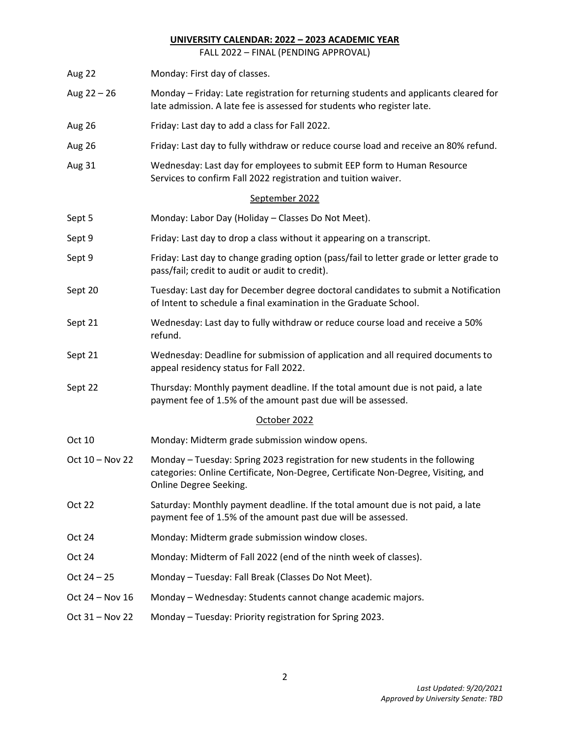# UNIVERSITY CALENDAR: 2022 – 2023 ACADEMIC YEAR

FALL 2022 – FINAL (PENDING APPROVAL)

| Date | Event |
|---|---|
| Aug 22 | Monday: First day of classes. |
| Aug 22 – 26 | Monday – Friday: Late registration for returning students and applicants cleared for late admission. A late fee is assessed for students who register late. |
| Aug 26 | Friday: Last day to add a class for Fall 2022. |
| Aug 26 | Friday: Last day to fully withdraw or reduce course load and receive an 80% refund. |
| Aug 31 | Wednesday: Last day for employees to submit EEP form to Human Resource Services to confirm Fall 2022 registration and tuition waiver. |

## September 2022

| Date | Event |
|---|---|
| Sept 5 | Monday: Labor Day (Holiday – Classes Do Not Meet). |
| Sept 9 | Friday: Last day to drop a class without it appearing on a transcript. |
| Sept 9 | Friday: Last day to change grading option (pass/fail to letter grade or letter grade to pass/fail; credit to audit or audit to credit). |
| Sept 20 | Tuesday: Last day for December degree doctoral candidates to submit a Notification of Intent to schedule a final examination in the Graduate School. |
| Sept 21 | Wednesday: Last day to fully withdraw or reduce course load and receive a 50% refund. |
| Sept 21 | Wednesday: Deadline for submission of application and all required documents to appeal residency status for Fall 2022. |
| Sept 22 | Thursday: Monthly payment deadline. If the total amount due is not paid, a late payment fee of 1.5% of the amount past due will be assessed. |

## October 2022

| Date | Event |
|---|---|
| Oct 10 | Monday: Midterm grade submission window opens. |
| Oct 10 – Nov 22 | Monday – Tuesday: Spring 2023 registration for new students in the following categories: Online Certificate, Non-Degree, Certificate Non-Degree, Visiting, and Online Degree Seeking. |
| Oct 22 | Saturday: Monthly payment deadline. If the total amount due is not paid, a late payment fee of 1.5% of the amount past due will be assessed. |
| Oct 24 | Monday: Midterm grade submission window closes. |
| Oct 24 | Monday: Midterm of Fall 2022 (end of the ninth week of classes). |
| Oct 24 – 25 | Monday – Tuesday: Fall Break (Classes Do Not Meet). |
| Oct 24 – Nov 16 | Monday – Wednesday: Students cannot change academic majors. |
| Oct 31 – Nov 22 | Monday – Tuesday: Priority registration for Spring 2023. |

*Last Updated: 9/20/2021*
*Approved by University Senate: TBD*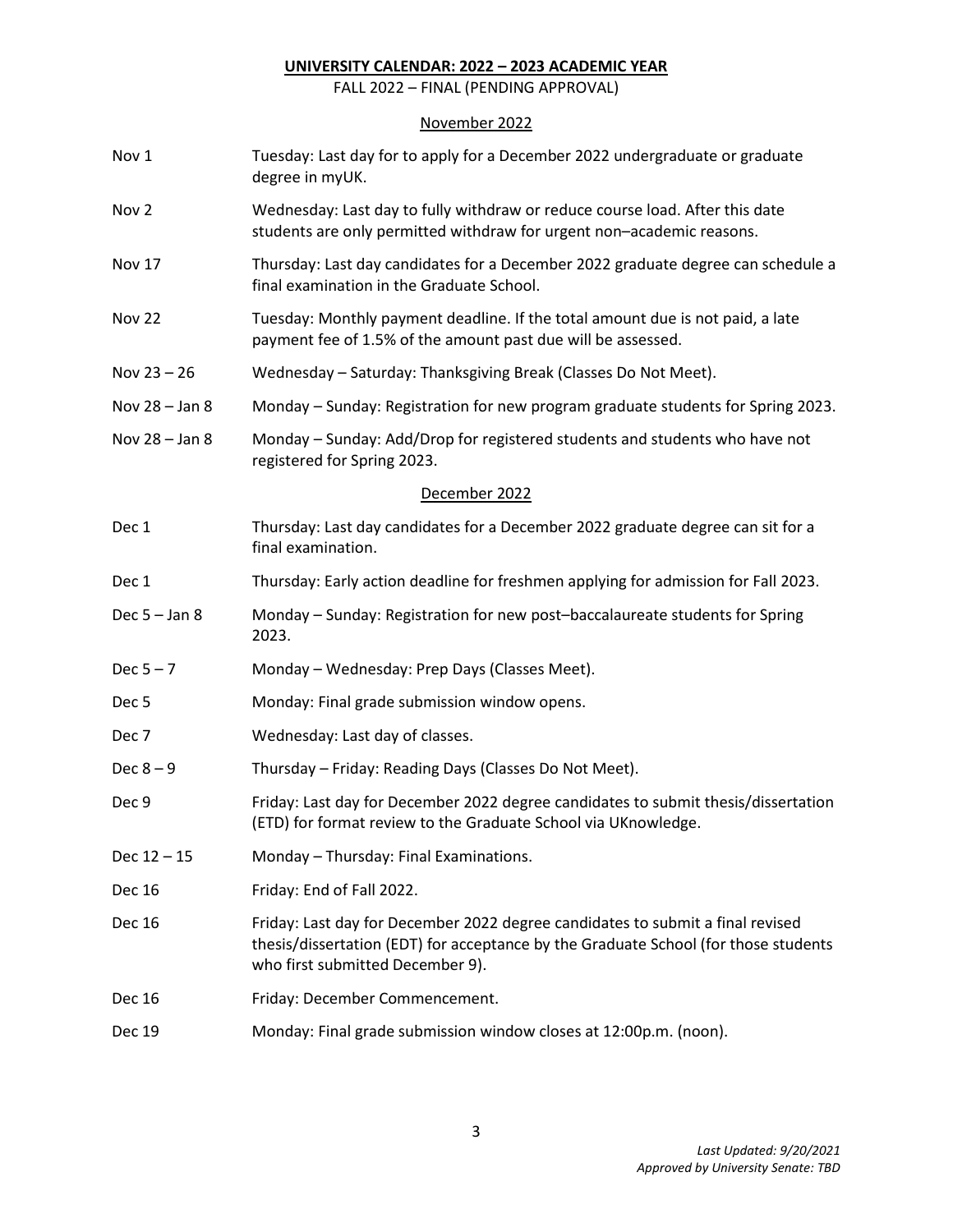**UNIVERSITY CALENDAR: 2022 – 2023 ACADEMIC YEAR**

FALL 2022 – FINAL (PENDING APPROVAL)

November 2022

| | |
|---|---|
| Nov 1 | Tuesday: Last day for to apply for a December 2022 undergraduate or graduate degree in myUK. |
| Nov 2 | Wednesday: Last day to fully withdraw or reduce course load. After this date students are only permitted withdraw for urgent non–academic reasons. |
| Nov 17 | Thursday: Last day candidates for a December 2022 graduate degree can schedule a final examination in the Graduate School. |
| Nov 22 | Tuesday: Monthly payment deadline. If the total amount due is not paid, a late payment fee of 1.5% of the amount past due will be assessed. |
| Nov 23 – 26 | Wednesday – Saturday: Thanksgiving Break (Classes Do Not Meet). |
| Nov 28 – Jan 8 | Monday – Sunday: Registration for new program graduate students for Spring 2023. |
| Nov 28 – Jan 8 | Monday – Sunday: Add/Drop for registered students and students who have not registered for Spring 2023. |

December 2022

| | |
|---|---|
| Dec 1 | Thursday: Last day candidates for a December 2022 graduate degree can sit for a final examination. |
| Dec 1 | Thursday: Early action deadline for freshmen applying for admission for Fall 2023. |
| Dec 5 – Jan 8 | Monday – Sunday: Registration for new post–baccalaureate students for Spring 2023. |
| Dec 5 – 7 | Monday – Wednesday: Prep Days (Classes Meet). |
| Dec 5 | Monday: Final grade submission window opens. |
| Dec 7 | Wednesday: Last day of classes. |
| Dec 8 – 9 | Thursday – Friday: Reading Days (Classes Do Not Meet). |
| Dec 9 | Friday: Last day for December 2022 degree candidates to submit thesis/dissertation (ETD) for format review to the Graduate School via UKnowledge. |
| Dec 12 – 15 | Monday – Thursday: Final Examinations. |
| Dec 16 | Friday: End of Fall 2022. |
| Dec 16 | Friday: Last day for December 2022 degree candidates to submit a final revised thesis/dissertation (EDT) for acceptance by the Graduate School (for those students who first submitted December 9). |
| Dec 16 | Friday: December Commencement. |
| Dec 19 | Monday: Final grade submission window closes at 12:00p.m. (noon). |

*Last Updated: 9/20/2021*
*Approved by University Senate: TBD*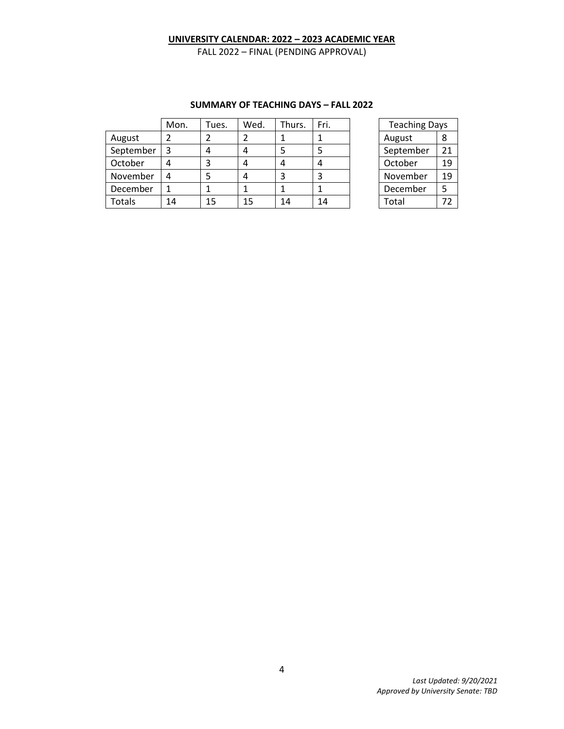**UNIVERSITY CALENDAR: 2022 – 2023 ACADEMIC YEAR**

FALL 2022 – FINAL (PENDING APPROVAL)

**SUMMARY OF TEACHING DAYS – FALL 2022**

| | Mon. | Tues. | Wed. | Thurs. | Fri. |
|---|---|---|---|---|---|
| August | 2 | 2 | 2 | 1 | 1 |
| September | 3 | 4 | 4 | 5 | 5 |
| October | 4 | 3 | 4 | 4 | 4 |
| November | 4 | 5 | 4 | 3 | 3 |
| December | 1 | 1 | 1 | 1 | 1 |
| Totals | 14 | 15 | 15 | 14 | 14 |

| Teaching Days | |
|---|---|
| August | 8 |
| September | 21 |
| October | 19 |
| November | 19 |
| December | 5 |
| Total | 72 |

*Last Updated: 9/20/2021*
*Approved by University Senate: TBD*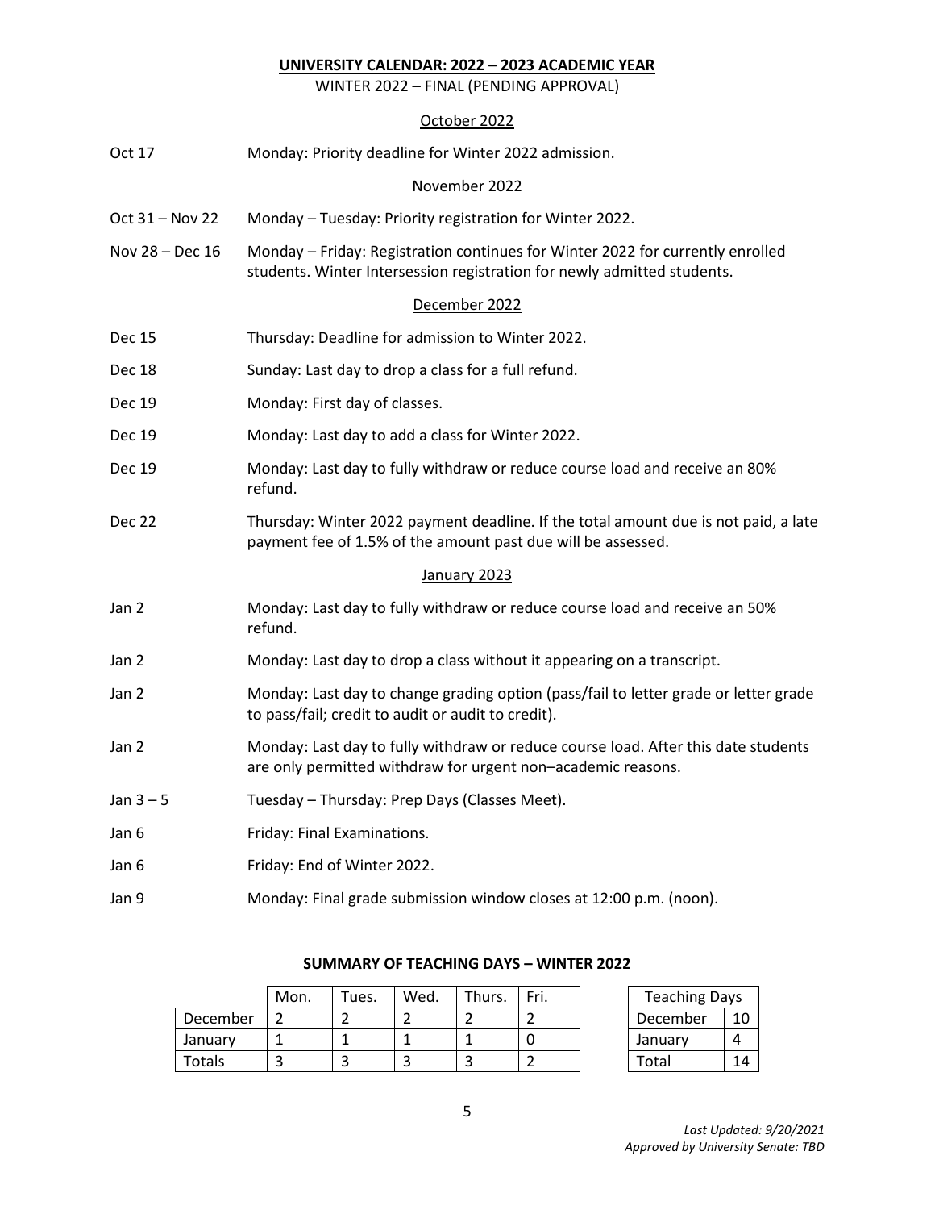# UNIVERSITY CALENDAR: 2022 – 2023 ACADEMIC YEAR

WINTER 2022 – FINAL (PENDING APPROVAL)

## October 2022

| | |
|---|---|
| Oct 17 | Monday: Priority deadline for Winter 2022 admission. |

## November 2022

| | |
|---|---|
| Oct 31 – Nov 22 | Monday – Tuesday: Priority registration for Winter 2022. |
| Nov 28 – Dec 16 | Monday – Friday: Registration continues for Winter 2022 for currently enrolled students. Winter Intersession registration for newly admitted students. |

## December 2022

| | |
|---|---|
| Dec 15 | Thursday: Deadline for admission to Winter 2022. |
| Dec 18 | Sunday: Last day to drop a class for a full refund. |
| Dec 19 | Monday: First day of classes. |
| Dec 19 | Monday: Last day to add a class for Winter 2022. |
| Dec 19 | Monday: Last day to fully withdraw or reduce course load and receive an 80% refund. |
| Dec 22 | Thursday: Winter 2022 payment deadline. If the total amount due is not paid, a late payment fee of 1.5% of the amount past due will be assessed. |

## January 2023

| | |
|---|---|
| Jan 2 | Monday: Last day to fully withdraw or reduce course load and receive an 50% refund. |
| Jan 2 | Monday: Last day to drop a class without it appearing on a transcript. |
| Jan 2 | Monday: Last day to change grading option (pass/fail to letter grade or letter grade to pass/fail; credit to audit or audit to credit). |
| Jan 2 | Monday: Last day to fully withdraw or reduce course load. After this date students are only permitted withdraw for urgent non–academic reasons. |
| Jan 3 – 5 | Tuesday – Thursday: Prep Days (Classes Meet). |
| Jan 6 | Friday: Final Examinations. |
| Jan 6 | Friday: End of Winter 2022. |
| Jan 9 | Monday: Final grade submission window closes at 12:00 p.m. (noon). |

### SUMMARY OF TEACHING DAYS – WINTER 2022

| | Mon. | Tues. | Wed. | Thurs. | Fri. |
|---|---|---|---|---|---|
| December | 2 | 2 | 2 | 2 | 2 |
| January | 1 | 1 | 1 | 1 | 0 |
| Totals | 3 | 3 | 3 | 3 | 2 |

| Teaching Days | |
|---|---|
| December | 10 |
| January | 4 |
| Total | 14 |

*Last Updated: 9/20/2021*
*Approved by University Senate: TBD*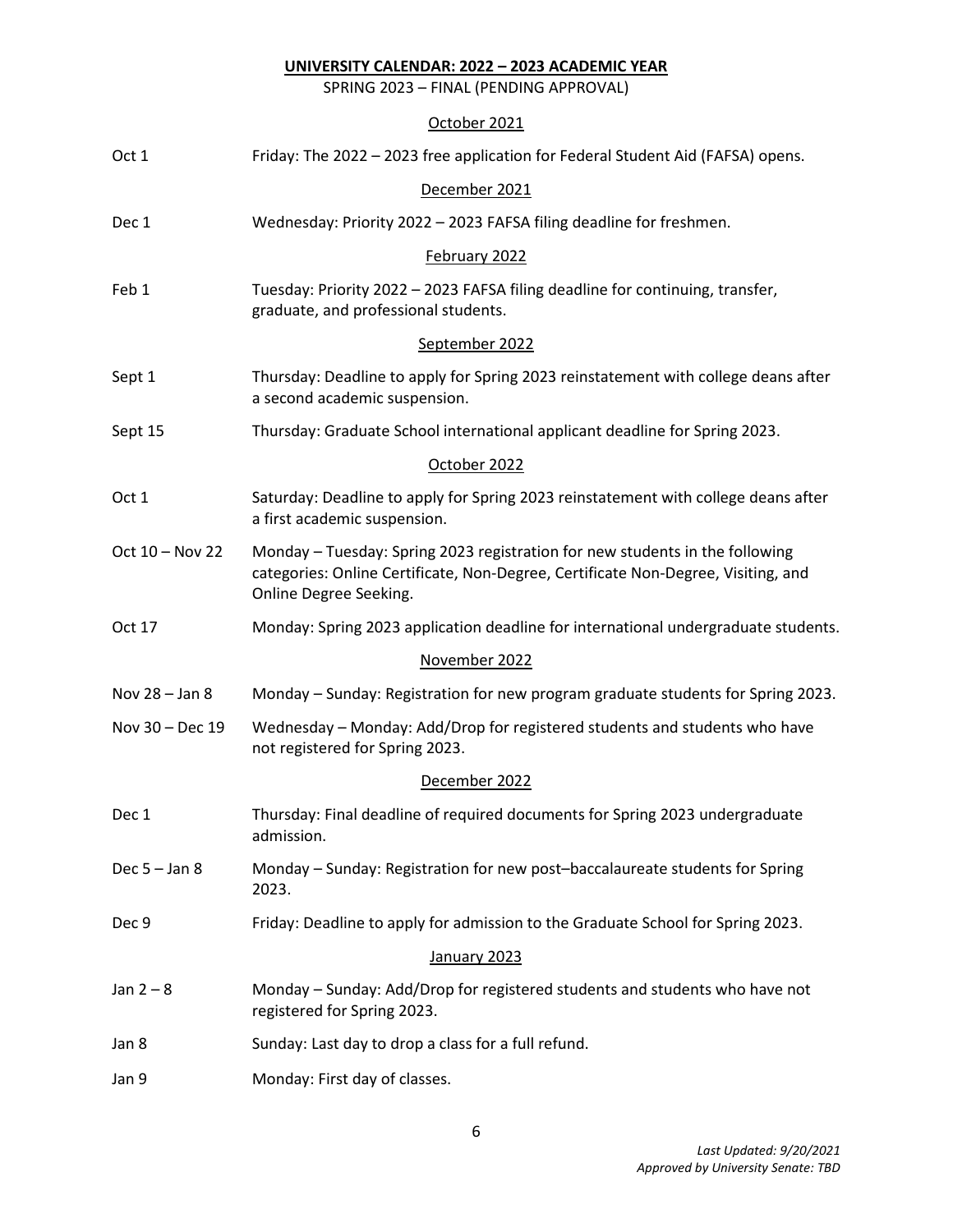**UNIVERSITY CALENDAR: 2022 – 2023 ACADEMIC YEAR**

SPRING 2023 – FINAL (PENDING APPROVAL)

October 2021

| | |
|---|---|
| Oct 1 | Friday: The 2022 – 2023 free application for Federal Student Aid (FAFSA) opens. |

December 2021

| | |
|---|---|
| Dec 1 | Wednesday: Priority 2022 – 2023 FAFSA filing deadline for freshmen. |

February 2022

| | |
|---|---|
| Feb 1 | Tuesday: Priority 2022 – 2023 FAFSA filing deadline for continuing, transfer, graduate, and professional students. |

September 2022

| | |
|---|---|
| Sept 1 | Thursday: Deadline to apply for Spring 2023 reinstatement with college deans after a second academic suspension. |
| Sept 15 | Thursday: Graduate School international applicant deadline for Spring 2023. |

October 2022

| | |
|---|---|
| Oct 1 | Saturday: Deadline to apply for Spring 2023 reinstatement with college deans after a first academic suspension. |
| Oct 10 – Nov 22 | Monday – Tuesday: Spring 2023 registration for new students in the following categories: Online Certificate, Non-Degree, Certificate Non-Degree, Visiting, and Online Degree Seeking. |
| Oct 17 | Monday: Spring 2023 application deadline for international undergraduate students. |

November 2022

| | |
|---|---|
| Nov 28 – Jan 8 | Monday – Sunday: Registration for new program graduate students for Spring 2023. |
| Nov 30 – Dec 19 | Wednesday – Monday: Add/Drop for registered students and students who have not registered for Spring 2023. |

December 2022

| | |
|---|---|
| Dec 1 | Thursday: Final deadline of required documents for Spring 2023 undergraduate admission. |
| Dec 5 – Jan 8 | Monday – Sunday: Registration for new post–baccalaureate students for Spring 2023. |
| Dec 9 | Friday: Deadline to apply for admission to the Graduate School for Spring 2023. |

January 2023

| | |
|---|---|
| Jan 2 – 8 | Monday – Sunday: Add/Drop for registered students and students who have not registered for Spring 2023. |
| Jan 8 | Sunday: Last day to drop a class for a full refund. |
| Jan 9 | Monday: First day of classes. |

*Last Updated: 9/20/2021*
*Approved by University Senate: TBD*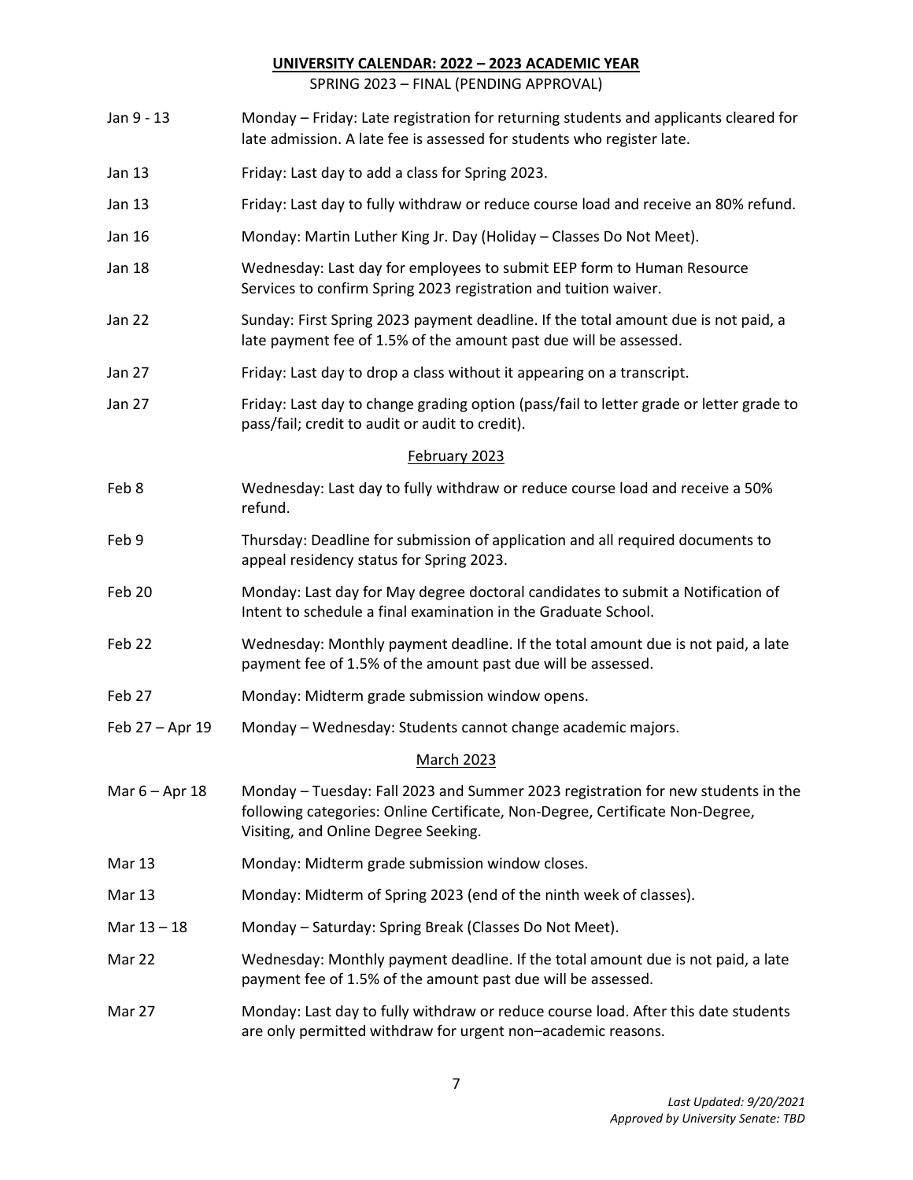# UNIVERSITY CALENDAR: 2022 – 2023 ACADEMIC YEAR

SPRING 2023 – FINAL (PENDING APPROVAL)

| | |
|---|---|
| Jan 9 - 13 | Monday – Friday: Late registration for returning students and applicants cleared for late admission. A late fee is assessed for students who register late. |
| Jan 13 | Friday: Last day to add a class for Spring 2023. |
| Jan 13 | Friday: Last day to fully withdraw or reduce course load and receive an 80% refund. |
| Jan 16 | Monday: Martin Luther King Jr. Day (Holiday – Classes Do Not Meet). |
| Jan 18 | Wednesday: Last day for employees to submit EEP form to Human Resource Services to confirm Spring 2023 registration and tuition waiver. |
| Jan 22 | Sunday: First Spring 2023 payment deadline. If the total amount due is not paid, a late payment fee of 1.5% of the amount past due will be assessed. |
| Jan 27 | Friday: Last day to drop a class without it appearing on a transcript. |
| Jan 27 | Friday: Last day to change grading option (pass/fail to letter grade or letter grade to pass/fail; credit to audit or audit to credit). |

## February 2023

| | |
|---|---|
| Feb 8 | Wednesday: Last day to fully withdraw or reduce course load and receive a 50% refund. |
| Feb 9 | Thursday: Deadline for submission of application and all required documents to appeal residency status for Spring 2023. |
| Feb 20 | Monday: Last day for May degree doctoral candidates to submit a Notification of Intent to schedule a final examination in the Graduate School. |
| Feb 22 | Wednesday: Monthly payment deadline. If the total amount due is not paid, a late payment fee of 1.5% of the amount past due will be assessed. |
| Feb 27 | Monday: Midterm grade submission window opens. |
| Feb 27 – Apr 19 | Monday – Wednesday: Students cannot change academic majors. |

## March 2023

| | |
|---|---|
| Mar 6 – Apr 18 | Monday – Tuesday: Fall 2023 and Summer 2023 registration for new students in the following categories: Online Certificate, Non-Degree, Certificate Non-Degree, Visiting, and Online Degree Seeking. |
| Mar 13 | Monday: Midterm grade submission window closes. |
| Mar 13 | Monday: Midterm of Spring 2023 (end of the ninth week of classes). |
| Mar 13 – 18 | Monday – Saturday: Spring Break (Classes Do Not Meet). |
| Mar 22 | Wednesday: Monthly payment deadline. If the total amount due is not paid, a late payment fee of 1.5% of the amount past due will be assessed. |
| Mar 27 | Monday: Last day to fully withdraw or reduce course load. After this date students are only permitted withdraw for urgent non–academic reasons. |

*Last Updated: 9/20/2021*
*Approved by University Senate: TBD*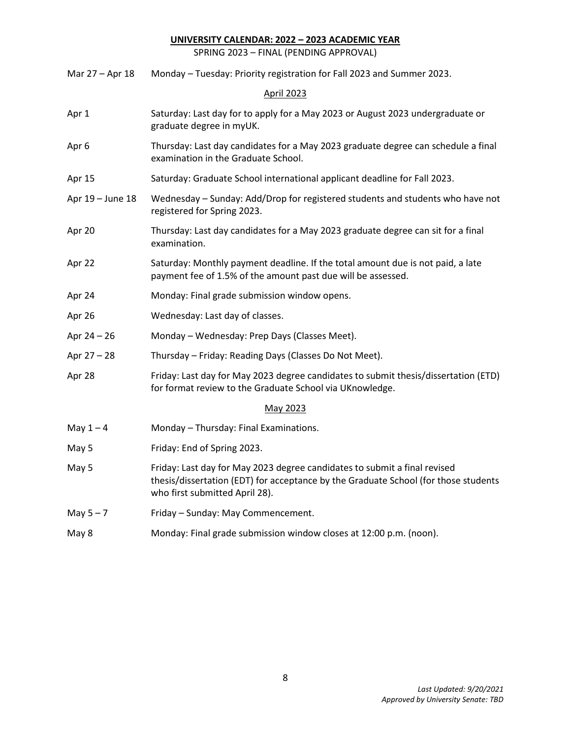**UNIVERSITY CALENDAR: 2022 – 2023 ACADEMIC YEAR**

SPRING 2023 – FINAL (PENDING APPROVAL)

| | |
|---|---|
| Mar 27 – Apr 18 | Monday – Tuesday: Priority registration for Fall 2023 and Summer 2023. |

April 2023

| | |
|---|---|
| Apr 1 | Saturday: Last day for to apply for a May 2023 or August 2023 undergraduate or graduate degree in myUK. |
| Apr 6 | Thursday: Last day candidates for a May 2023 graduate degree can schedule a final examination in the Graduate School. |
| Apr 15 | Saturday: Graduate School international applicant deadline for Fall 2023. |
| Apr 19 – June 18 | Wednesday – Sunday: Add/Drop for registered students and students who have not registered for Spring 2023. |
| Apr 20 | Thursday: Last day candidates for a May 2023 graduate degree can sit for a final examination. |
| Apr 22 | Saturday: Monthly payment deadline. If the total amount due is not paid, a late payment fee of 1.5% of the amount past due will be assessed. |
| Apr 24 | Monday: Final grade submission window opens. |
| Apr 26 | Wednesday: Last day of classes. |
| Apr 24 – 26 | Monday – Wednesday: Prep Days (Classes Meet). |
| Apr 27 – 28 | Thursday – Friday: Reading Days (Classes Do Not Meet). |
| Apr 28 | Friday: Last day for May 2023 degree candidates to submit thesis/dissertation (ETD) for format review to the Graduate School via UKnowledge. |

May 2023

| | |
|---|---|
| May 1 – 4 | Monday – Thursday: Final Examinations. |
| May 5 | Friday: End of Spring 2023. |
| May 5 | Friday: Last day for May 2023 degree candidates to submit a final revised thesis/dissertation (EDT) for acceptance by the Graduate School (for those students who first submitted April 28). |
| May 5 – 7 | Friday – Sunday: May Commencement. |
| May 8 | Monday: Final grade submission window closes at 12:00 p.m. (noon). |

*Last Updated: 9/20/2021*
*Approved by University Senate: TBD*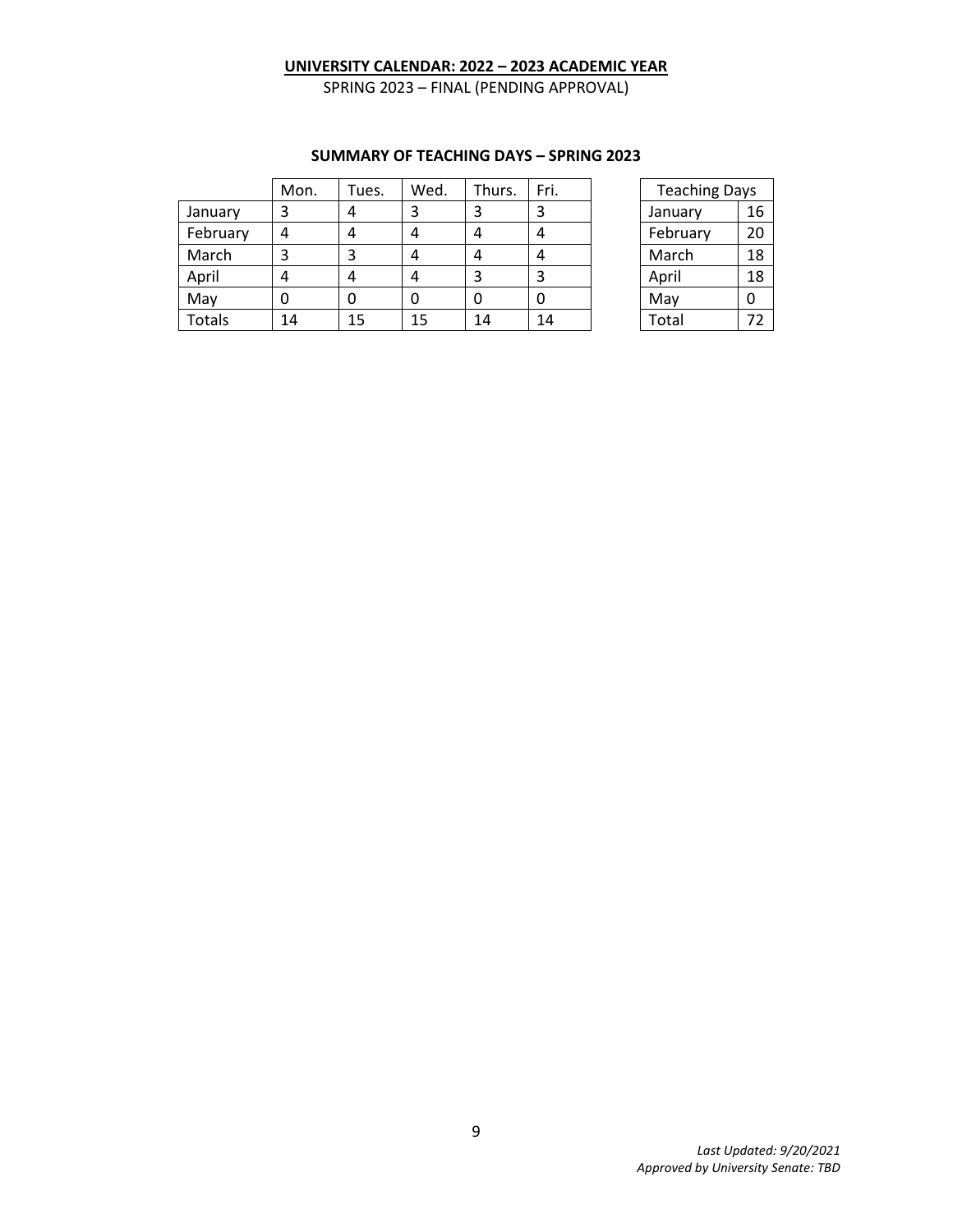**UNIVERSITY CALENDAR: 2022 – 2023 ACADEMIC YEAR**

SPRING 2023 – FINAL (PENDING APPROVAL)

**SUMMARY OF TEACHING DAYS – SPRING 2023**

| | Mon. | Tues. | Wed. | Thurs. | Fri. |
|---|---|---|---|---|---|
| January | 3 | 4 | 3 | 3 | 3 |
| February | 4 | 4 | 4 | 4 | 4 |
| March | 3 | 3 | 4 | 4 | 4 |
| April | 4 | 4 | 4 | 3 | 3 |
| May | 0 | 0 | 0 | 0 | 0 |
| Totals | 14 | 15 | 15 | 14 | 14 |

| Teaching Days | |
|---|---|
| January | 16 |
| February | 20 |
| March | 18 |
| April | 18 |
| May | 0 |
| Total | 72 |

*Last Updated: 9/20/2021*

*Approved by University Senate: TBD*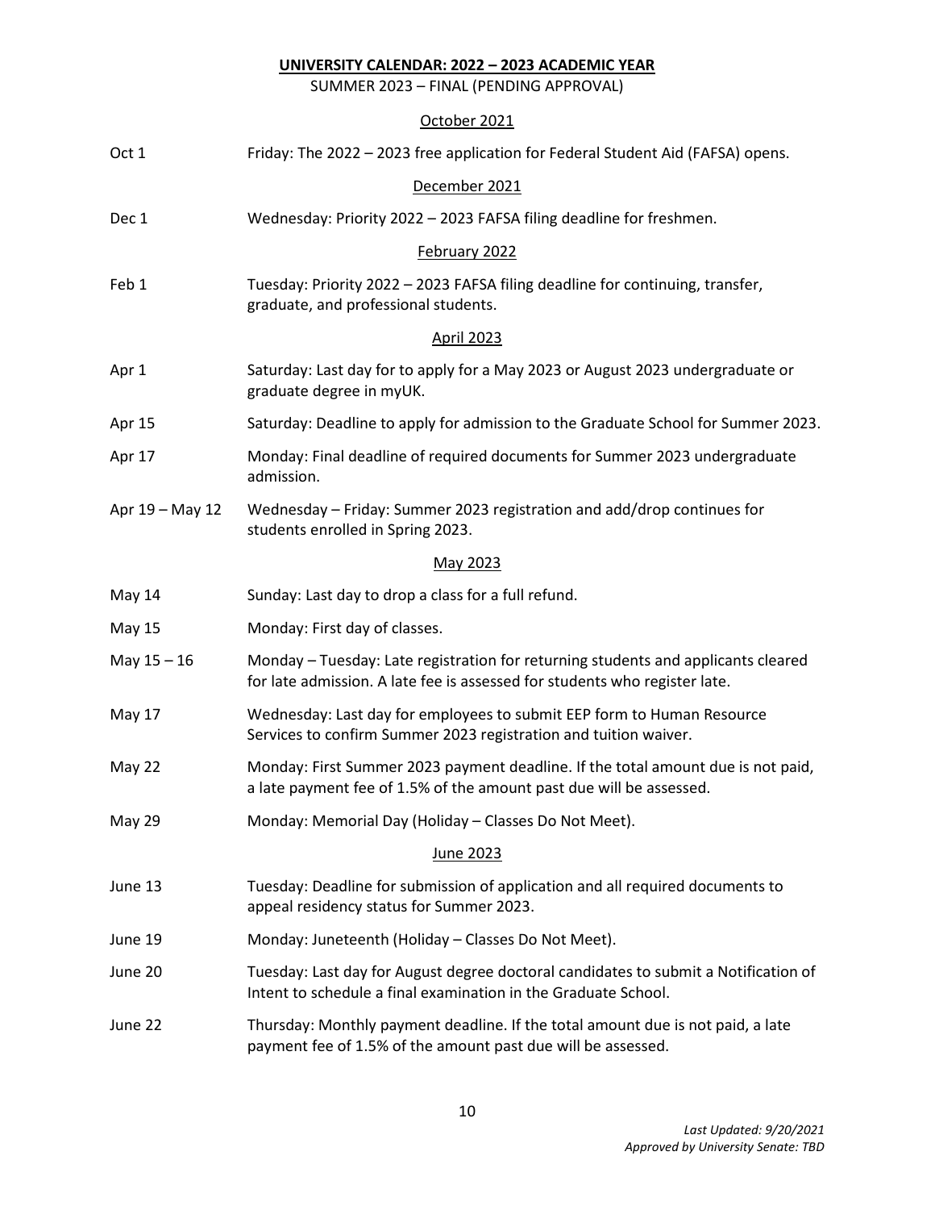# UNIVERSITY CALENDAR: 2022 – 2023 ACADEMIC YEAR

SUMMER 2023 – FINAL (PENDING APPROVAL)

## October 2021

| | |
|---|---|
| Oct 1 | Friday: The 2022 – 2023 free application for Federal Student Aid (FAFSA) opens. |

## December 2021

| | |
|---|---|
| Dec 1 | Wednesday: Priority 2022 – 2023 FAFSA filing deadline for freshmen. |

## February 2022

| | |
|---|---|
| Feb 1 | Tuesday: Priority 2022 – 2023 FAFSA filing deadline for continuing, transfer, graduate, and professional students. |

## April 2023

| | |
|---|---|
| Apr 1 | Saturday: Last day for to apply for a May 2023 or August 2023 undergraduate or graduate degree in myUK. |
| Apr 15 | Saturday: Deadline to apply for admission to the Graduate School for Summer 2023. |
| Apr 17 | Monday: Final deadline of required documents for Summer 2023 undergraduate admission. |
| Apr 19 – May 12 | Wednesday – Friday: Summer 2023 registration and add/drop continues for students enrolled in Spring 2023. |

## May 2023

| | |
|---|---|
| May 14 | Sunday: Last day to drop a class for a full refund. |
| May 15 | Monday: First day of classes. |
| May 15 – 16 | Monday – Tuesday: Late registration for returning students and applicants cleared for late admission. A late fee is assessed for students who register late. |
| May 17 | Wednesday: Last day for employees to submit EEP form to Human Resource Services to confirm Summer 2023 registration and tuition waiver. |
| May 22 | Monday: First Summer 2023 payment deadline. If the total amount due is not paid, a late payment fee of 1.5% of the amount past due will be assessed. |
| May 29 | Monday: Memorial Day (Holiday – Classes Do Not Meet). |

## June 2023

| | |
|---|---|
| June 13 | Tuesday: Deadline for submission of application and all required documents to appeal residency status for Summer 2023. |
| June 19 | Monday: Juneteenth (Holiday – Classes Do Not Meet). |
| June 20 | Tuesday: Last day for August degree doctoral candidates to submit a Notification of Intent to schedule a final examination in the Graduate School. |
| June 22 | Thursday: Monthly payment deadline. If the total amount due is not paid, a late payment fee of 1.5% of the amount past due will be assessed. |

*Last Updated: 9/20/2021*
*Approved by University Senate: TBD*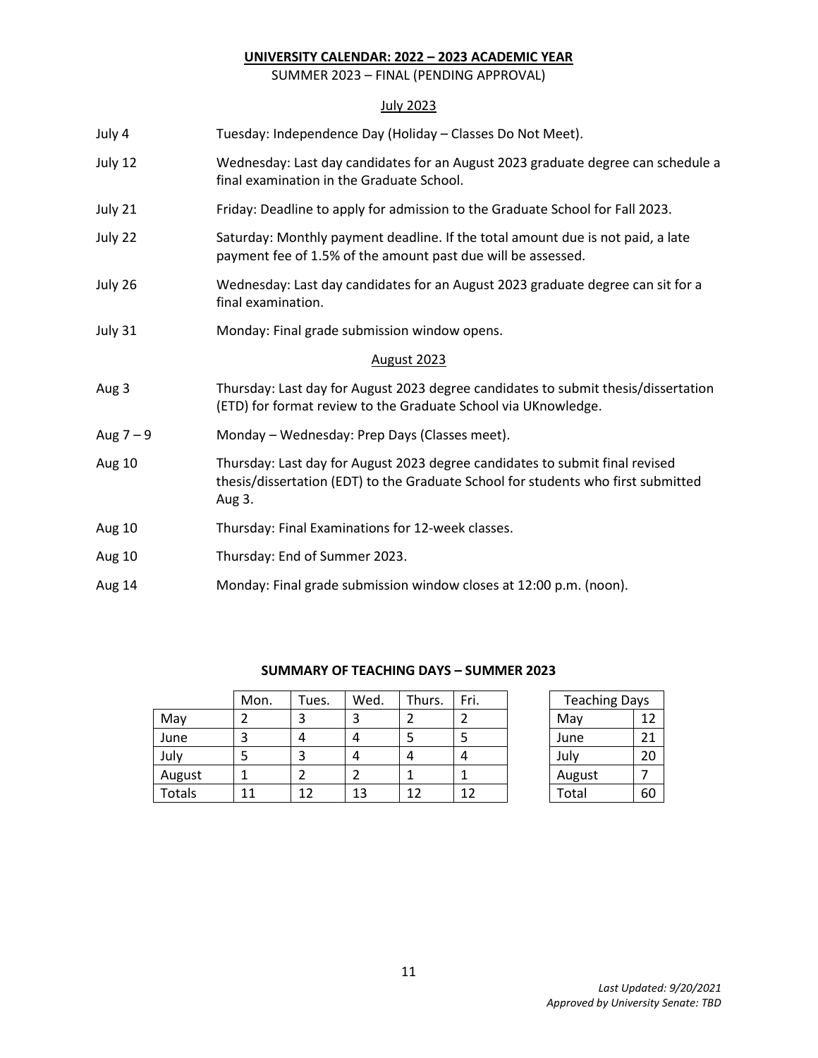**UNIVERSITY CALENDAR: 2022 – 2023 ACADEMIC YEAR**

SUMMER 2023 – FINAL (PENDING APPROVAL)

July 2023

| | |
|---|---|
| July 4 | Tuesday: Independence Day (Holiday – Classes Do Not Meet). |
| July 12 | Wednesday: Last day candidates for an August 2023 graduate degree can schedule a final examination in the Graduate School. |
| July 21 | Friday: Deadline to apply for admission to the Graduate School for Fall 2023. |
| July 22 | Saturday: Monthly payment deadline. If the total amount due is not paid, a late payment fee of 1.5% of the amount past due will be assessed. |
| July 26 | Wednesday: Last day candidates for an August 2023 graduate degree can sit for a final examination. |
| July 31 | Monday: Final grade submission window opens. |

August 2023

| | |
|---|---|
| Aug 3 | Thursday: Last day for August 2023 degree candidates to submit thesis/dissertation (ETD) for format review to the Graduate School via UKnowledge. |
| Aug 7 – 9 | Monday – Wednesday: Prep Days (Classes meet). |
| Aug 10 | Thursday: Last day for August 2023 degree candidates to submit final revised thesis/dissertation (EDT) to the Graduate School for students who first submitted Aug 3. |
| Aug 10 | Thursday: Final Examinations for 12-week classes. |
| Aug 10 | Thursday: End of Summer 2023. |
| Aug 14 | Monday: Final grade submission window closes at 12:00 p.m. (noon). |

**SUMMARY OF TEACHING DAYS – SUMMER 2023**

| | Mon. | Tues. | Wed. | Thurs. | Fri. |
|---|---|---|---|---|---|
| May | 2 | 3 | 3 | 2 | 2 |
| June | 3 | 4 | 4 | 5 | 5 |
| July | 5 | 3 | 4 | 4 | 4 |
| August | 1 | 2 | 2 | 1 | 1 |
| Totals | 11 | 12 | 13 | 12 | 12 |

| Teaching Days | |
|---|---|
| May | 12 |
| June | 21 |
| July | 20 |
| August | 7 |
| Total | 60 |

*Last Updated: 9/20/2021*
*Approved by University Senate: TBD*